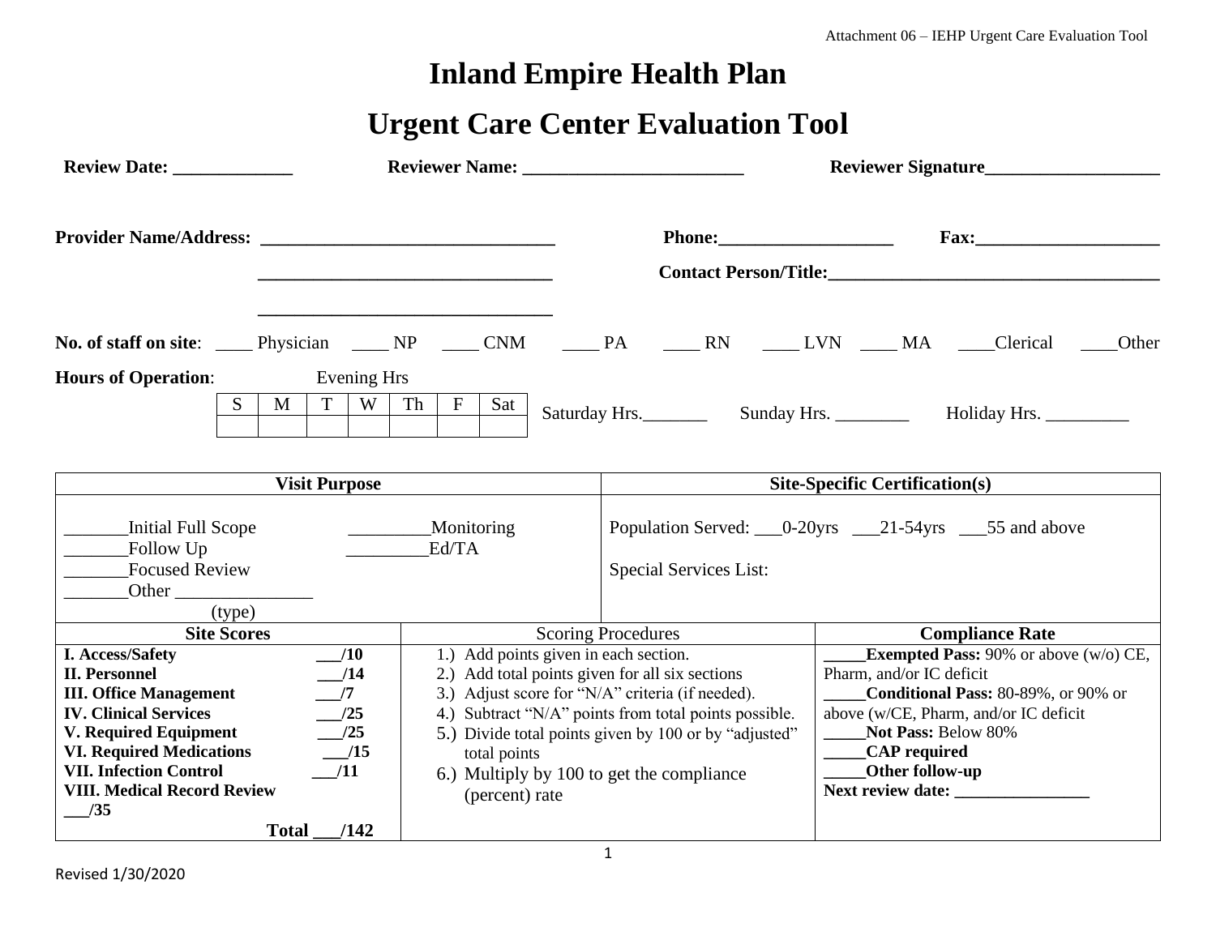Attachment 06 – IEHP Urgent Care Evaluation Tool

# Inland Empire Health Plan

# Urgent Care Center Evaluation Tool

**Review Date: _____________** **Reviewer Name: ________________________** **Reviewer Signature___________________**

**Provider Name/Address: ________________________________** **Phone:___________________** **Fax:____________________**

**________________________________** **Contact Person/Title:_____________________________________**

**________________________________**

**No. of staff on site**: ____ Physician ____ NP ____ CNM ____ PA ____ RN ____ LVN ____ MA ____Clerical ____Other

**Hours of Operation**: Evening Hrs

| S | M | T | W | Th | F | Sat |
|---|---|---|---|---|---|---|
| | | | | | | |

Saturday Hrs._______ Sunday Hrs. ________ Holiday Hrs. _________

| Visit Purpose | Site-Specific Certification(s) |
|---|---|
| _______Initial Full Scope _________Monitoring<br>_______Follow Up _________Ed/TA<br>_______Focused Review<br>_______Other _______________ (type) | Population Served: ___0-20yrs ___21-54yrs ___55 and above<br><br>Special Services List: |

| Site Scores | Scoring Procedures | Compliance Rate |
|---|---|---|
| **I. Access/Safety ___/10**<br>**II. Personnel ___/14**<br>**III. Office Management ___/7**<br>**IV. Clinical Services ___/25**<br>**V. Required Equipment ___/25**<br>**VI. Required Medications ___/15**<br>**VII. Infection Control ___/11**<br>**VIII. Medical Record Review ___/35**<br>**Total ___/142** | 1.) Add points given in each section.<br>2.) Add total points given for all six sections<br>3.) Adjust score for "N/A" criteria (if needed).<br>4.) Subtract "N/A" points from total points possible.<br>5.) Divide total points given by 100 or by "adjusted" total points<br>6.) Multiply by 100 to get the compliance (percent) rate | **_____Exempted Pass:** 90% or above (w/o) CE, Pharm, and/or IC deficit<br>**_____Conditional Pass:** 80-89%, or 90% or above (w/CE, Pharm, and/or IC deficit<br>**_____Not Pass:** Below 80%<br>**_____CAP required**<br>**_____Other follow-up**<br>**Next review date: ________________** |

Revised 1/30/2020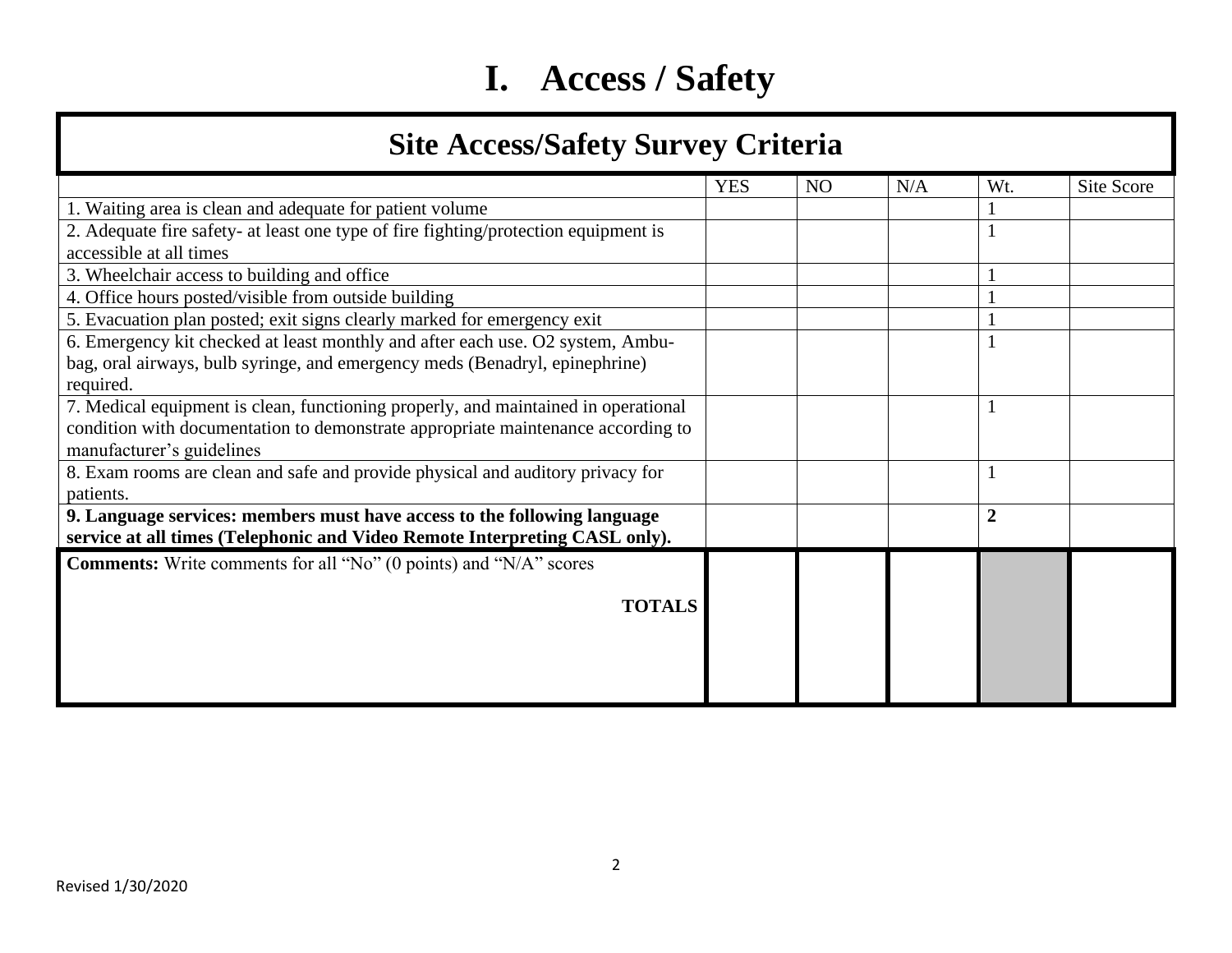# I. Access / Safety

## Site Access/Safety Survey Criteria

| | YES | NO | N/A | Wt. | Site Score |
|---|---|---|---|---|---|
| 1. Waiting area is clean and adequate for patient volume | | | | 1 | |
| 2. Adequate fire safety- at least one type of fire fighting/protection equipment is accessible at all times | | | | 1 | |
| 3. Wheelchair access to building and office | | | | 1 | |
| 4. Office hours posted/visible from outside building | | | | 1 | |
| 5. Evacuation plan posted; exit signs clearly marked for emergency exit | | | | 1 | |
| 6. Emergency kit checked at least monthly and after each use. O2 system, Ambu-bag, oral airways, bulb syringe, and emergency meds (Benadryl, epinephrine) required. | | | | 1 | |
| 7. Medical equipment is clean, functioning properly, and maintained in operational condition with documentation to demonstrate appropriate maintenance according to manufacturer's guidelines | | | | 1 | |
| 8. Exam rooms are clean and safe and provide physical and auditory privacy for patients. | | | | 1 | |
| **9. Language services: members must have access to the following language service at all times (Telephonic and Video Remote Interpreting CASL only).** | | | | **2** | |
| **Comments:** Write comments for all "No" (0 points) and "N/A" scores<br>**TOTALS** | | | | | |

Revised 1/30/2020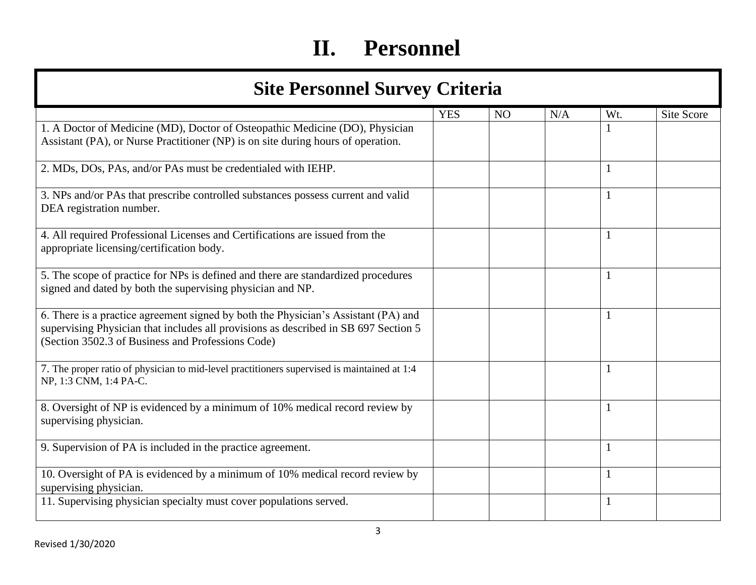# II. Personnel

## Site Personnel Survey Criteria

| | YES | NO | N/A | Wt. | Site Score |
|---|---|---|---|---|---|
| 1. A Doctor of Medicine (MD), Doctor of Osteopathic Medicine (DO), Physician Assistant (PA), or Nurse Practitioner (NP) is on site during hours of operation. | | | | 1 | |
| 2. MDs, DOs, PAs, and/or PAs must be credentialed with IEHP. | | | | 1 | |
| 3. NPs and/or PAs that prescribe controlled substances possess current and valid DEA registration number. | | | | 1 | |
| 4. All required Professional Licenses and Certifications are issued from the appropriate licensing/certification body. | | | | 1 | |
| 5. The scope of practice for NPs is defined and there are standardized procedures signed and dated by both the supervising physician and NP. | | | | 1 | |
| 6. There is a practice agreement signed by both the Physician's Assistant (PA) and supervising Physician that includes all provisions as described in SB 697 Section 5 (Section 3502.3 of Business and Professions Code) | | | | 1 | |
| 7. The proper ratio of physician to mid-level practitioners supervised is maintained at 1:4 NP, 1:3 CNM, 1:4 PA-C. | | | | 1 | |
| 8. Oversight of NP is evidenced by a minimum of 10% medical record review by supervising physician. | | | | 1 | |
| 9. Supervision of PA is included in the practice agreement. | | | | 1 | |
| 10. Oversight of PA is evidenced by a minimum of 10% medical record review by supervising physician. | | | | 1 | |
| 11. Supervising physician specialty must cover populations served. | | | | 1 | |

Revised 1/30/2020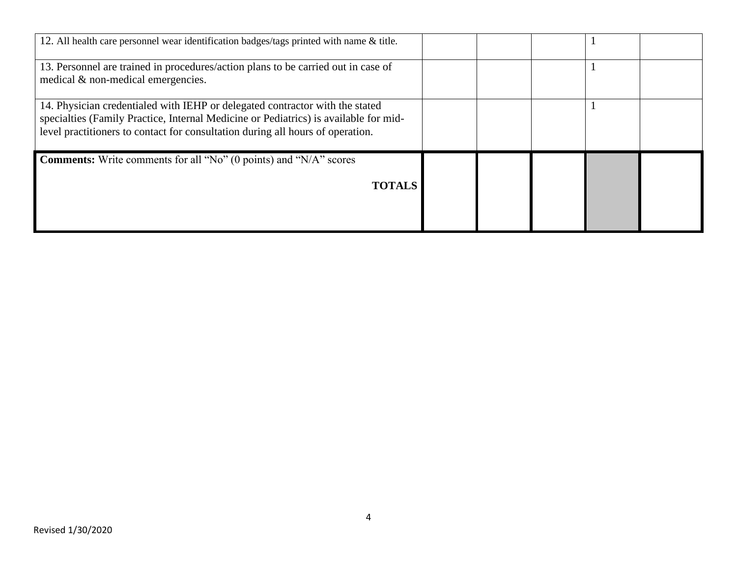| | | | | | |
|---|---|---|---|---|---|
| 12. All health care personnel wear identification badges/tags printed with name & title. | | | | 1 | |
| 13. Personnel are trained in procedures/action plans to be carried out in case of medical & non-medical emergencies. | | | | 1 | |
| 14. Physician credentialed with IEHP or delegated contractor with the stated specialties (Family Practice, Internal Medicine or Pediatrics) is available for mid-level practitioners to contact for consultation during all hours of operation. | | | | 1 | |
| **Comments:** Write comments for all "No" (0 points) and "N/A" scores<br>**TOTALS** | | | | | |

Revised 1/30/2020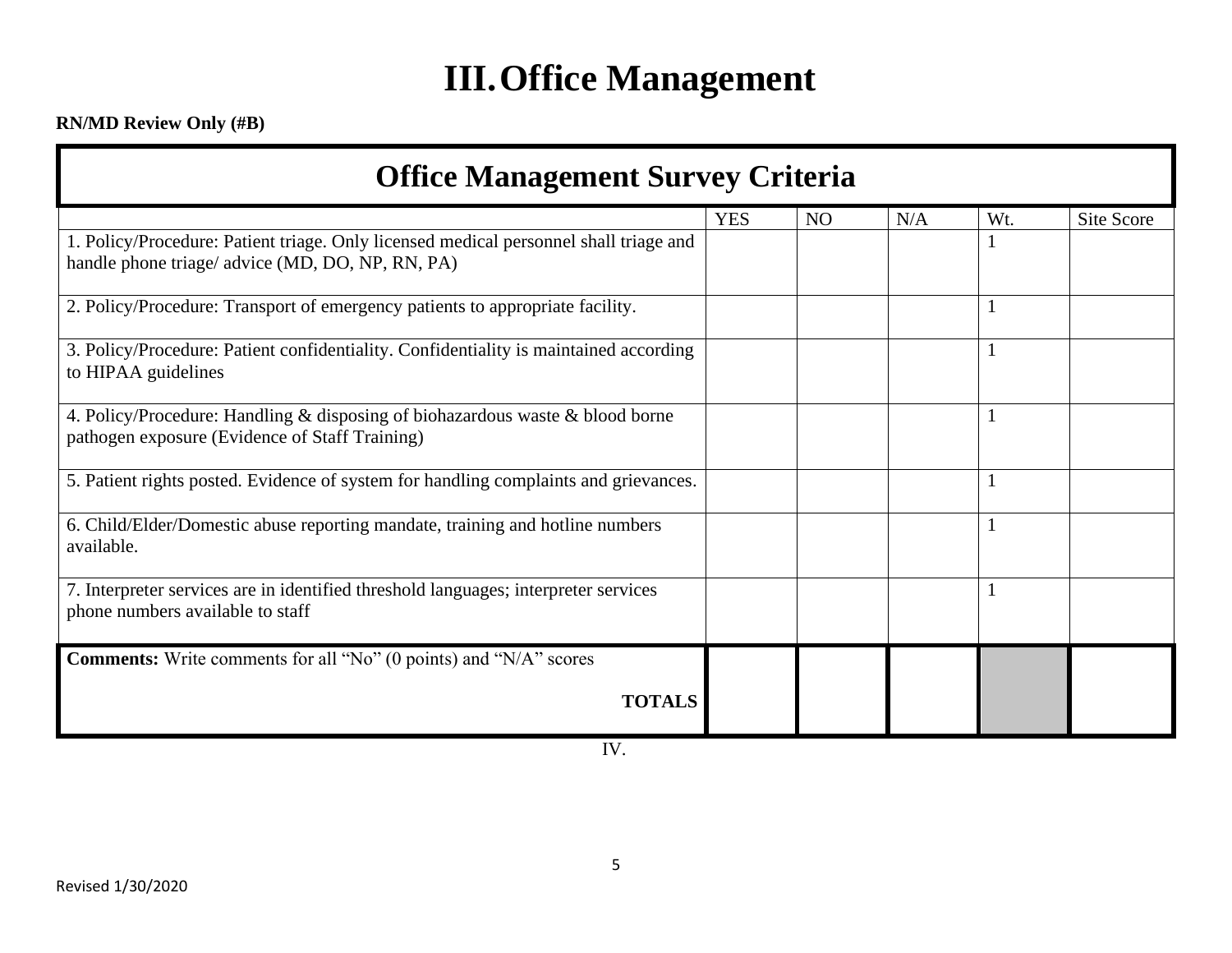# III. Office Management

**RN/MD Review Only (#B)**

## Office Management Survey Criteria

| | YES | NO | N/A | Wt. | Site Score |
|---|---|---|---|---|---|
| 1. Policy/Procedure: Patient triage. Only licensed medical personnel shall triage and handle phone triage/ advice (MD, DO, NP, RN, PA) | | | | 1 | |
| 2. Policy/Procedure: Transport of emergency patients to appropriate facility. | | | | 1 | |
| 3. Policy/Procedure: Patient confidentiality. Confidentiality is maintained according to HIPAA guidelines | | | | 1 | |
| 4. Policy/Procedure: Handling & disposing of biohazardous waste & blood borne pathogen exposure (Evidence of Staff Training) | | | | 1 | |
| 5. Patient rights posted. Evidence of system for handling complaints and grievances. | | | | 1 | |
| 6. Child/Elder/Domestic abuse reporting mandate, training and hotline numbers available. | | | | 1 | |
| 7. Interpreter services are in identified threshold languages; interpreter services phone numbers available to staff | | | | 1 | |
| **Comments:** Write comments for all "No" (0 points) and "N/A" scores **TOTALS** | | | | | |

IV.

Revised 1/30/2020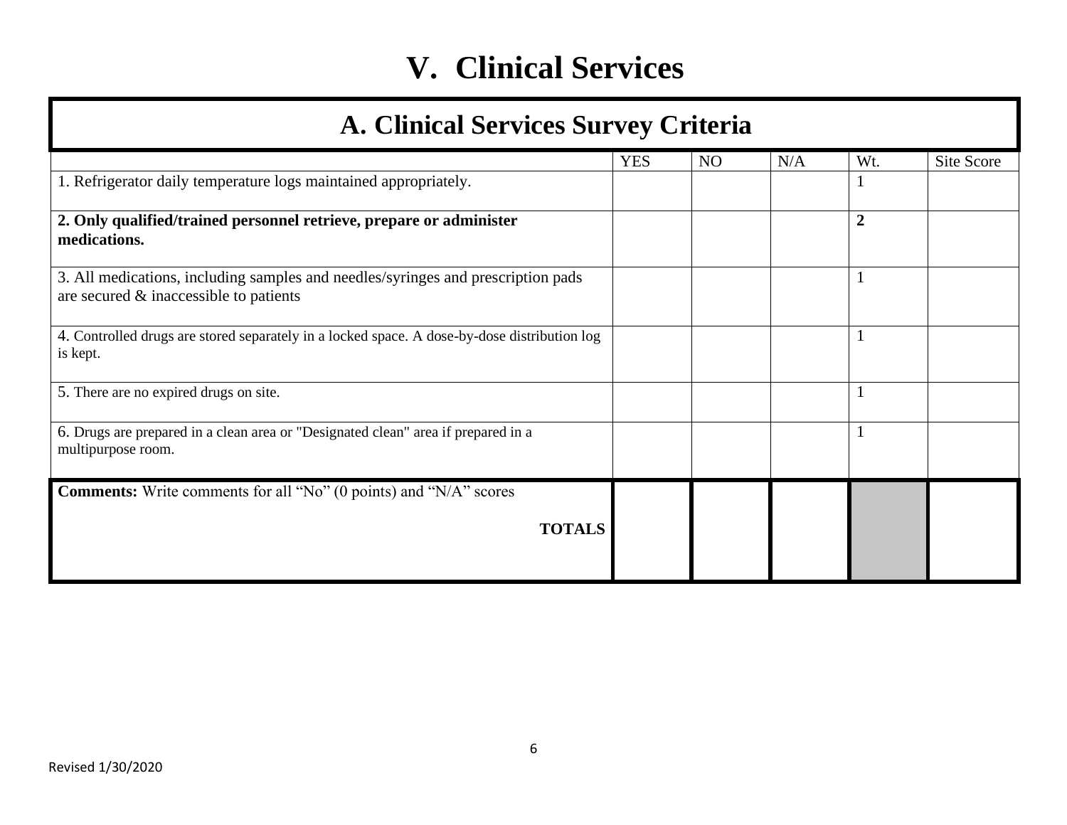# V. Clinical Services

## A. Clinical Services Survey Criteria

| | YES | NO | N/A | Wt. | Site Score |
|---|---|---|---|---|---|
| 1. Refrigerator daily temperature logs maintained appropriately. | | | | 1 | |
| **2. Only qualified/trained personnel retrieve, prepare or administer medications.** | | | | **2** | |
| 3. All medications, including samples and needles/syringes and prescription pads are secured & inaccessible to patients | | | | 1 | |
| 4. Controlled drugs are stored separately in a locked space. A dose-by-dose distribution log is kept. | | | | 1 | |
| 5. There are no expired drugs on site. | | | | 1 | |
| 6. Drugs are prepared in a clean area or "Designated clean" area if prepared in a multipurpose room. | | | | 1 | |
| **Comments:** Write comments for all "No" (0 points) and "N/A" scores<br>**TOTALS** | | | | | |

Revised 1/30/2020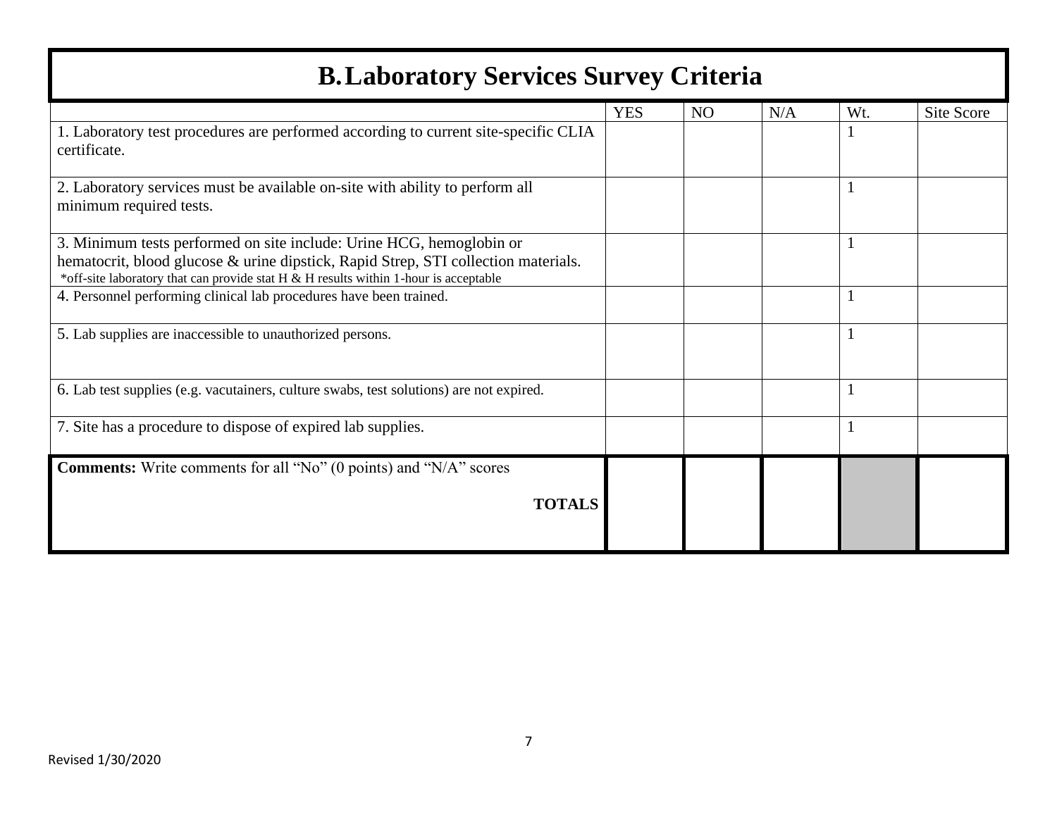# B. Laboratory Services Survey Criteria

| | YES | NO | N/A | Wt. | Site Score |
|---|---|---|---|---|---|
| 1. Laboratory test procedures are performed according to current site-specific CLIA certificate. | | | | 1 | |
| 2. Laboratory services must be available on-site with ability to perform all minimum required tests. | | | | 1 | |
| 3. Minimum tests performed on site include: Urine HCG, hemoglobin or hematocrit, blood glucose & urine dipstick, Rapid Strep, STI collection materials. *off-site laboratory that can provide stat H & H results within 1-hour is acceptable | | | | 1 | |
| 4. Personnel performing clinical lab procedures have been trained. | | | | 1 | |
| 5. Lab supplies are inaccessible to unauthorized persons. | | | | 1 | |
| 6. Lab test supplies (e.g. vacutainers, culture swabs, test solutions) are not expired. | | | | 1 | |
| 7. Site has a procedure to dispose of expired lab supplies. | | | | 1 | |
| **Comments:** Write comments for all "No" (0 points) and "N/A" scores **TOTALS** | | | | | |

Revised 1/30/2020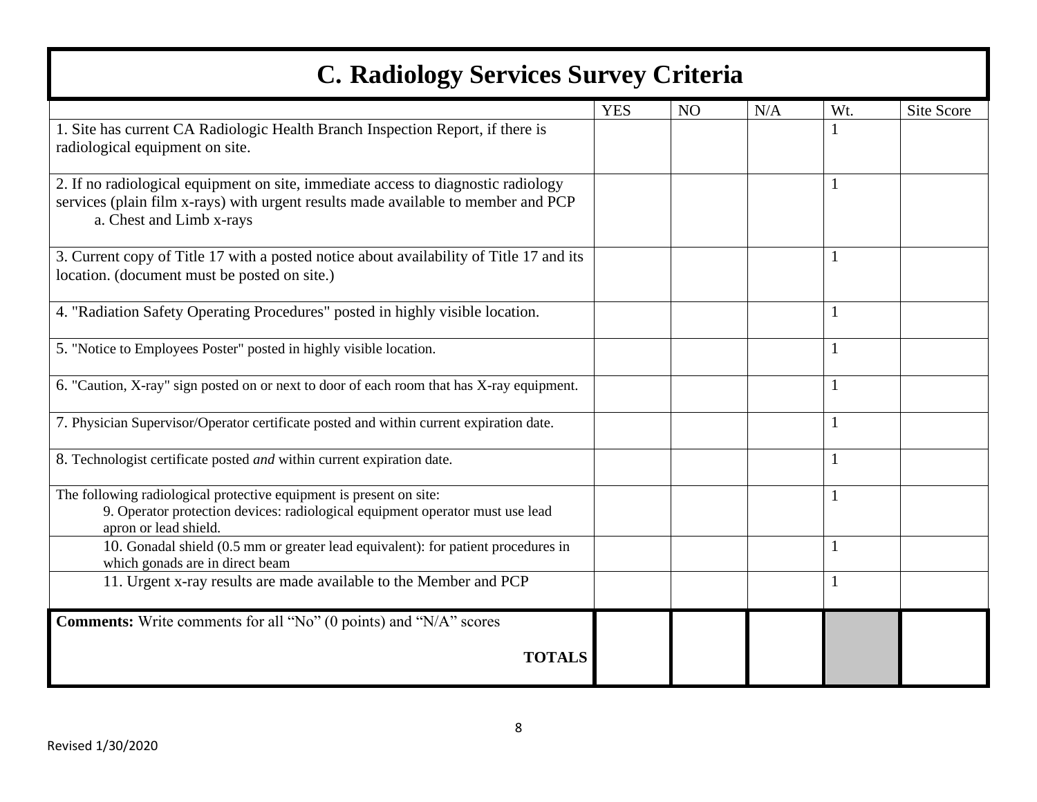# C. Radiology Services Survey Criteria

| | YES | NO | N/A | Wt. | Site Score |
|---|---|---|---|---|---|
| 1. Site has current CA Radiologic Health Branch Inspection Report, if there is radiological equipment on site. | | | | 1 | |
| 2. If no radiological equipment on site, immediate access to diagnostic radiology services (plain film x-rays) with urgent results made available to member and PCP<br>a. Chest and Limb x-rays | | | | 1 | |
| 3. Current copy of Title 17 with a posted notice about availability of Title 17 and its location. (document must be posted on site.) | | | | 1 | |
| 4. "Radiation Safety Operating Procedures" posted in highly visible location. | | | | 1 | |
| 5. "Notice to Employees Poster" posted in highly visible location. | | | | 1 | |
| 6. "Caution, X-ray" sign posted on or next to door of each room that has X-ray equipment. | | | | 1 | |
| 7. Physician Supervisor/Operator certificate posted and within current expiration date. | | | | 1 | |
| 8. Technologist certificate posted *and* within current expiration date. | | | | 1 | |
| The following radiological protective equipment is present on site:<br>9. Operator protection devices: radiological equipment operator must use lead apron or lead shield. | | | | 1 | |
| 10. Gonadal shield (0.5 mm or greater lead equivalent): for patient procedures in which gonads are in direct beam | | | | 1 | |
| 11. Urgent x-ray results are made available to the Member and PCP | | | | 1 | |
| **Comments:** Write comments for all "No" (0 points) and "N/A" scores<br>**TOTALS** | | | | | |

Revised 1/30/2020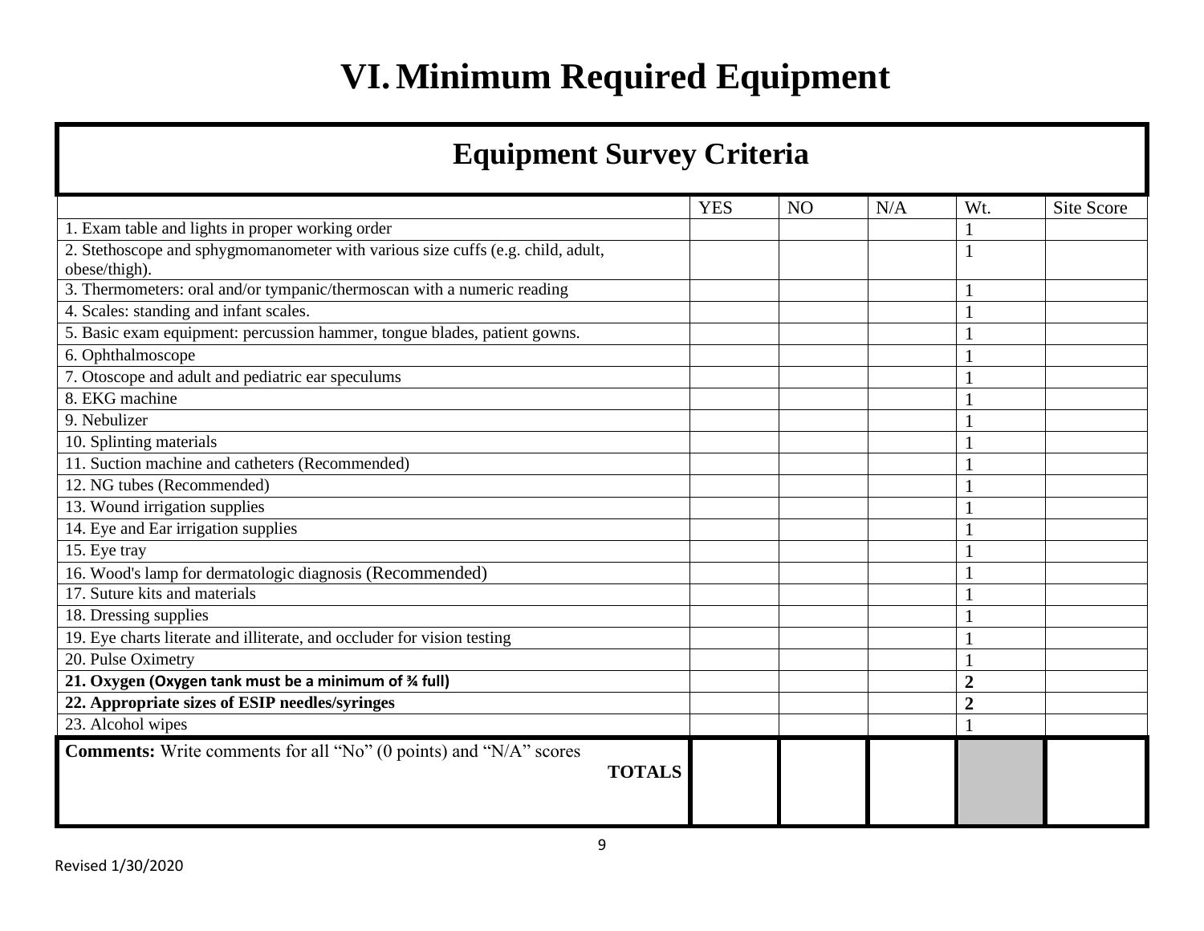# VI. Minimum Required Equipment

## Equipment Survey Criteria

| | YES | NO | N/A | Wt. | Site Score |
|---|---|---|---|---|---|
| 1. Exam table and lights in proper working order | | | | 1 | |
| 2. Stethoscope and sphygmomanometer with various size cuffs (e.g. child, adult, obese/thigh). | | | | 1 | |
| 3. Thermometers: oral and/or tympanic/thermoscan with a numeric reading | | | | 1 | |
| 4. Scales: standing and infant scales. | | | | 1 | |
| 5. Basic exam equipment: percussion hammer, tongue blades, patient gowns. | | | | 1 | |
| 6. Ophthalmoscope | | | | 1 | |
| 7. Otoscope and adult and pediatric ear speculums | | | | 1 | |
| 8. EKG machine | | | | 1 | |
| 9. Nebulizer | | | | 1 | |
| 10. Splinting materials | | | | 1 | |
| 11. Suction machine and catheters (Recommended) | | | | 1 | |
| 12. NG tubes (Recommended) | | | | 1 | |
| 13. Wound irrigation supplies | | | | 1 | |
| 14. Eye and Ear irrigation supplies | | | | 1 | |
| 15. Eye tray | | | | 1 | |
| 16. Wood's lamp for dermatologic diagnosis (Recommended) | | | | 1 | |
| 17. Suture kits and materials | | | | 1 | |
| 18. Dressing supplies | | | | 1 | |
| 19. Eye charts literate and illiterate, and occluder for vision testing | | | | 1 | |
| 20. Pulse Oximetry | | | | 1 | |
| **21. Oxygen (Oxygen tank must be a minimum of ¾ full)** | | | | **2** | |
| **22. Appropriate sizes of ESIP needles/syringes** | | | | **2** | |
| 23. Alcohol wipes | | | | 1 | |
| **Comments:** Write comments for all "No" (0 points) and "N/A" scores **TOTALS** | | | | | |

Revised 1/30/2020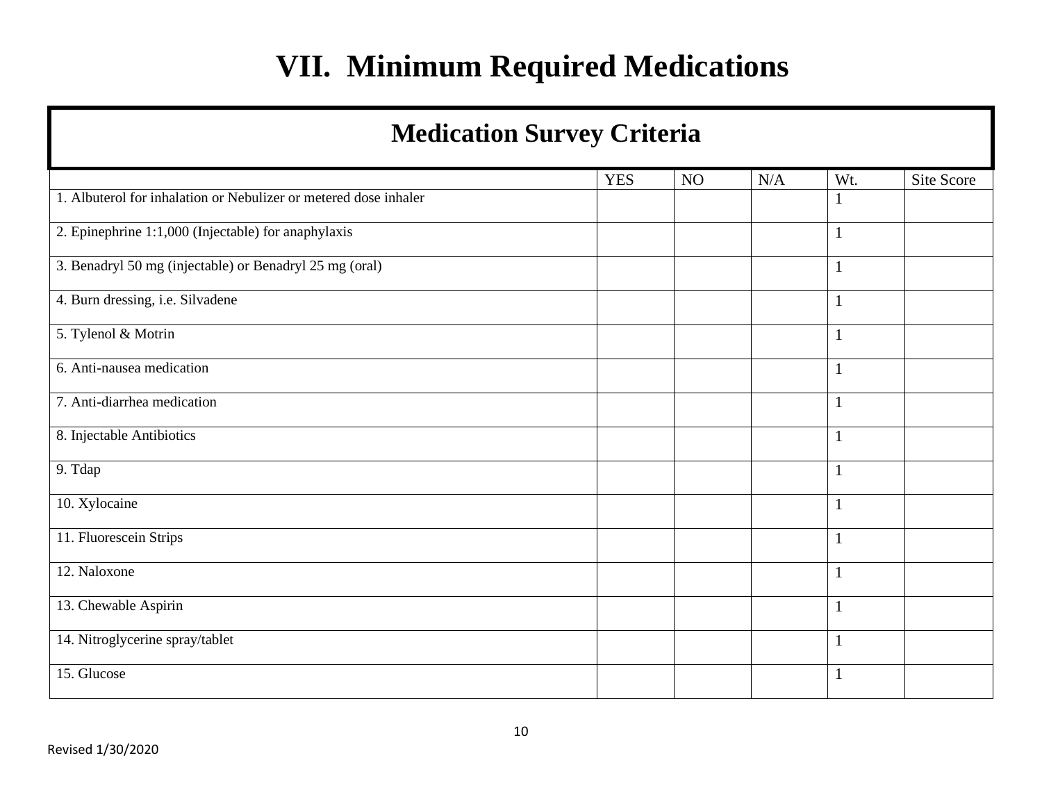# VII. Minimum Required Medications

## Medication Survey Criteria

| | YES | NO | N/A | Wt. | Site Score |
|---|---|---|---|---|---|
| 1. Albuterol for inhalation or Nebulizer or metered dose inhaler | | | | 1 | |
| 2. Epinephrine 1:1,000 (Injectable) for anaphylaxis | | | | 1 | |
| 3. Benadryl 50 mg (injectable) or Benadryl 25 mg (oral) | | | | 1 | |
| 4. Burn dressing, i.e. Silvadene | | | | 1 | |
| 5. Tylenol & Motrin | | | | 1 | |
| 6. Anti-nausea medication | | | | 1 | |
| 7. Anti-diarrhea medication | | | | 1 | |
| 8. Injectable Antibiotics | | | | 1 | |
| 9. Tdap | | | | 1 | |
| 10. Xylocaine | | | | 1 | |
| 11. Fluorescein Strips | | | | 1 | |
| 12. Naloxone | | | | 1 | |
| 13. Chewable Aspirin | | | | 1 | |
| 14. Nitroglycerine spray/tablet | | | | 1 | |
| 15. Glucose | | | | 1 | |

Revised 1/30/2020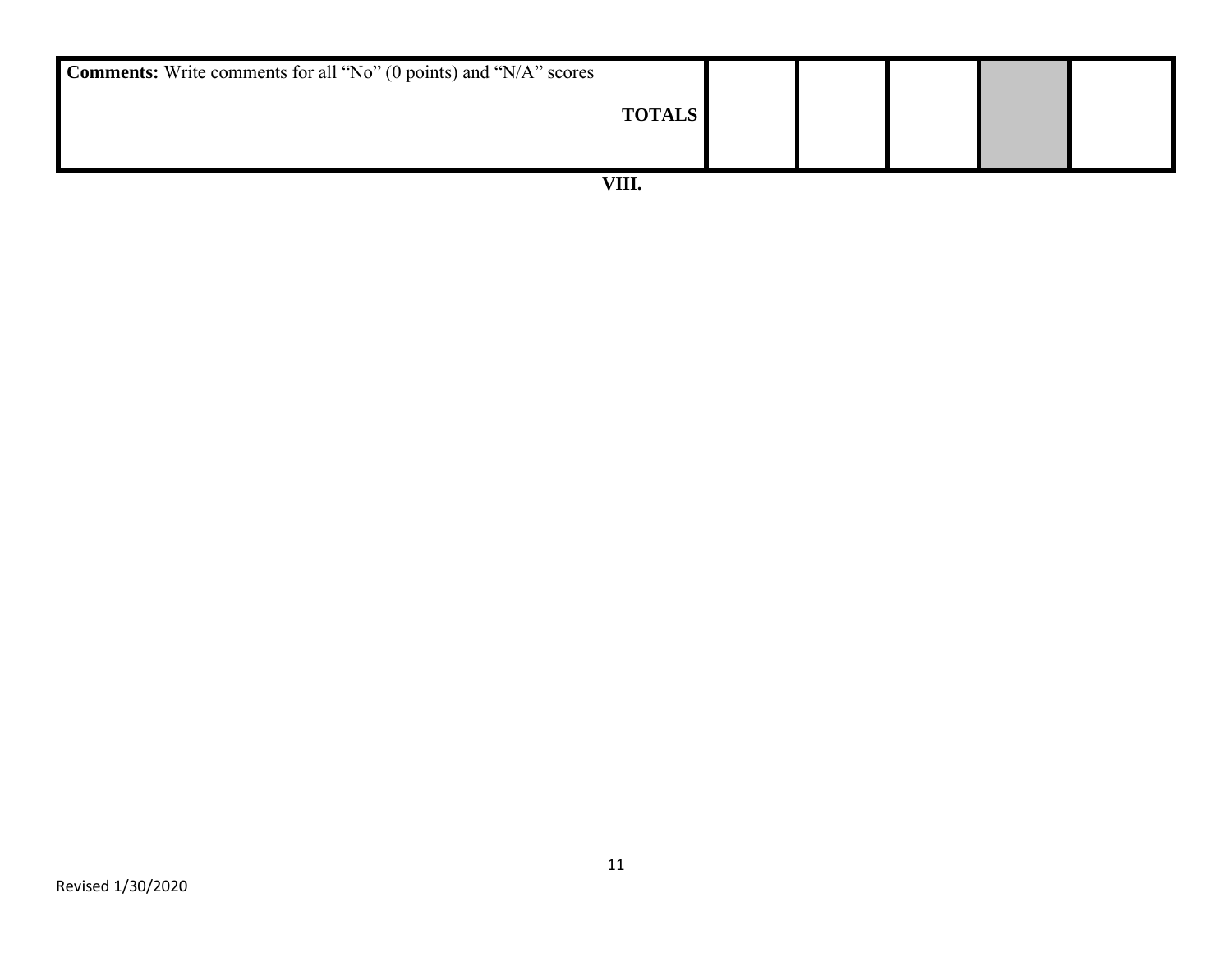| | | | | | |
|---|---|---|---|---|---|
| **Comments:** Write comments for all "No" (0 points) and "N/A" scores<br><br>**TOTALS** | | | | | |

**VIII.**

Revised 1/30/2020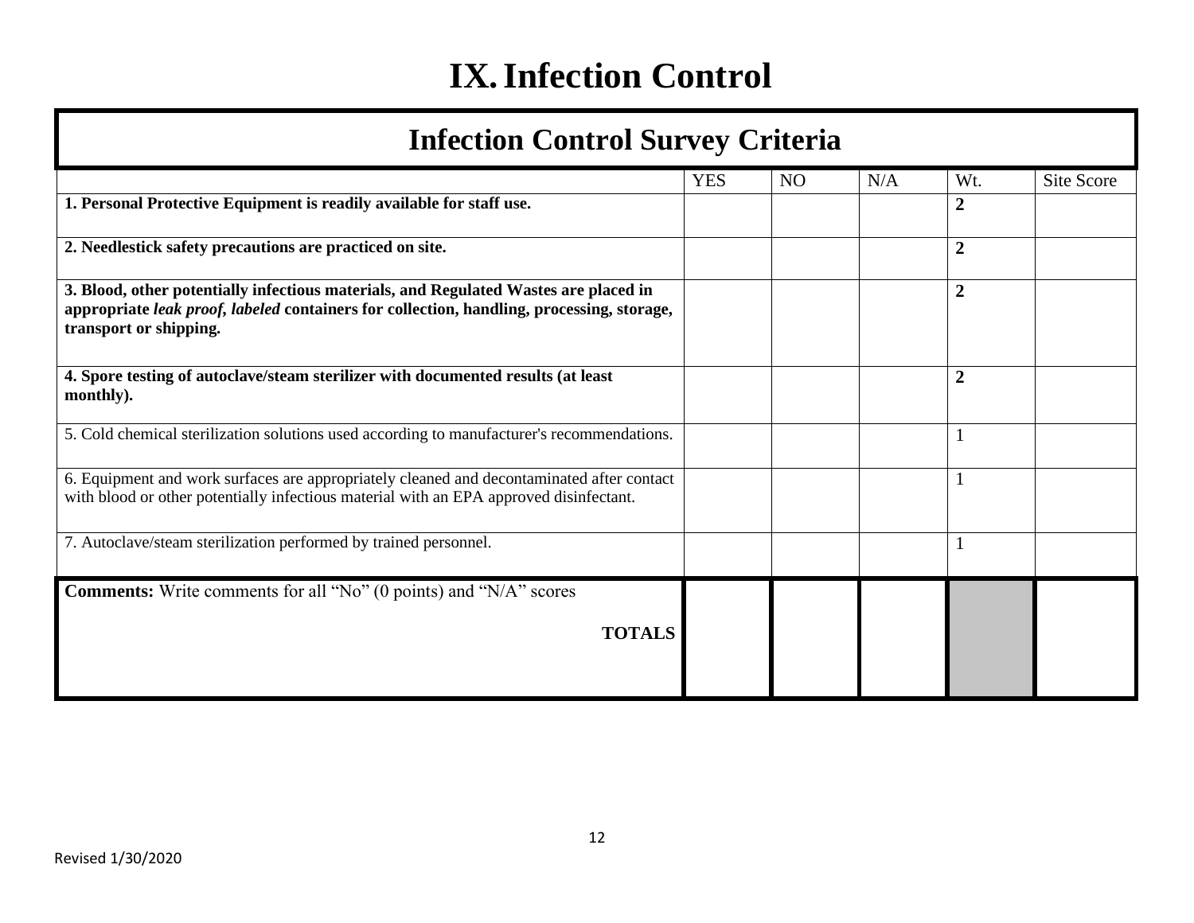# IX. Infection Control

## Infection Control Survey Criteria

| | YES | NO | N/A | Wt. | Site Score |
|---|---|---|---|---|---|
| **1. Personal Protective Equipment is readily available for staff use.** | | | | **2** | |
| **2. Needlestick safety precautions are practiced on site.** | | | | **2** | |
| **3. Blood, other potentially infectious materials, and Regulated Wastes are placed in appropriate *leak proof, labeled* containers for collection, handling, processing, storage, transport or shipping.** | | | | **2** | |
| **4. Spore testing of autoclave/steam sterilizer with documented results (at least monthly).** | | | | **2** | |
| 5. Cold chemical sterilization solutions used according to manufacturer's recommendations. | | | | 1 | |
| 6. Equipment and work surfaces are appropriately cleaned and decontaminated after contact with blood or other potentially infectious material with an EPA approved disinfectant. | | | | 1 | |
| 7. Autoclave/steam sterilization performed by trained personnel. | | | | 1 | |
| **Comments:** Write comments for all "No" (0 points) and "N/A" scores **TOTALS** | | | | | |

Revised 1/30/2020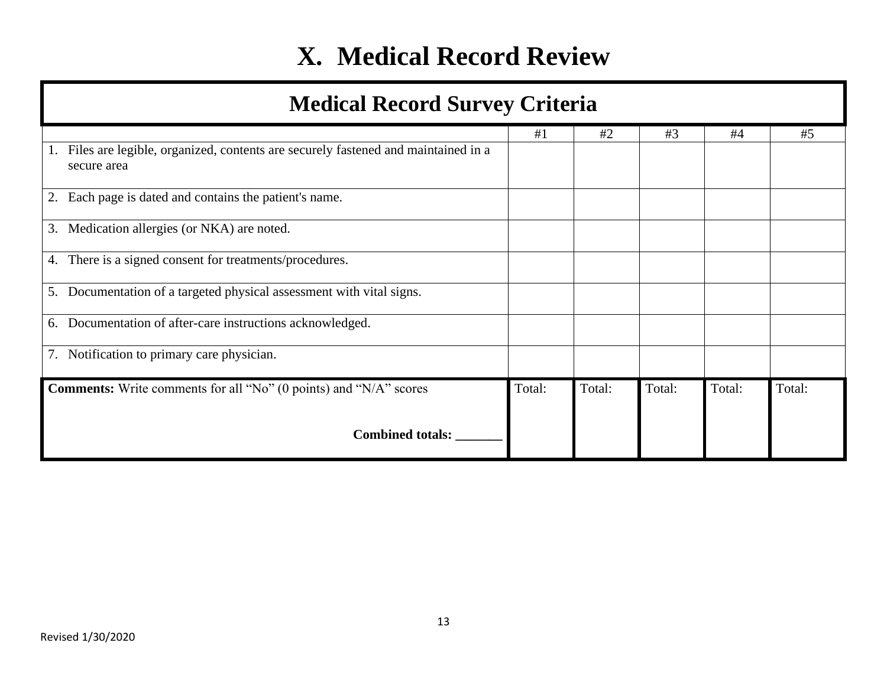# X. Medical Record Review

## Medical Record Survey Criteria

| | #1 | #2 | #3 | #4 | #5 |
|---|---|---|---|---|---|
| 1. Files are legible, organized, contents are securely fastened and maintained in a secure area | | | | | |
| 2. Each page is dated and contains the patient's name. | | | | | |
| 3. Medication allergies (or NKA) are noted. | | | | | |
| 4. There is a signed consent for treatments/procedures. | | | | | |
| 5. Documentation of a targeted physical assessment with vital signs. | | | | | |
| 6. Documentation of after-care instructions acknowledged. | | | | | |
| 7. Notification to primary care physician. | | | | | |
| **Comments:** Write comments for all "No" (0 points) and "N/A" scores<br><br>**Combined totals: _______** | Total: | Total: | Total: | Total: | Total: |

Revised 1/30/2020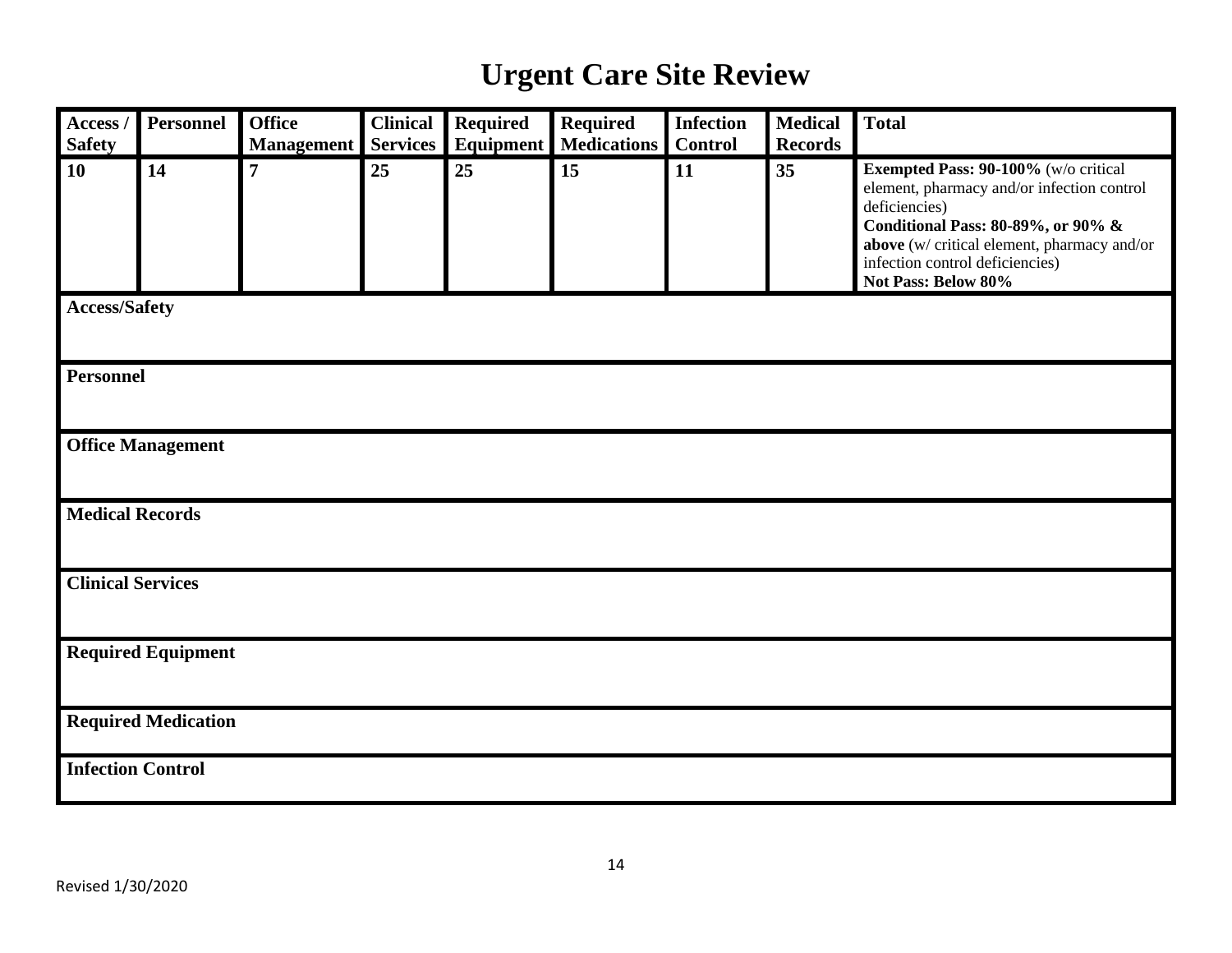# Urgent Care Site Review

| Access / Safety | Personnel | Office Management | Clinical Services | Required Equipment | Required Medications | Infection Control | Medical Records | Total |
|---|---|---|---|---|---|---|---|---|
| **10** | **14** | **7** | **25** | **25** | **15** | **11** | **35** | **Exempted Pass: 90-100%** (w/o critical element, pharmacy and/or infection control deficiencies) **Conditional Pass: 80-89%, or 90% & above** (w/ critical element, pharmacy and/or infection control deficiencies) **Not Pass: Below 80%** |

| |
|---|
| **Access/Safety** |
| **Personnel** |
| **Office Management** |
| **Medical Records** |
| **Clinical Services** |
| **Required Equipment** |
| **Required Medication** |
| **Infection Control** |

Revised 1/30/2020